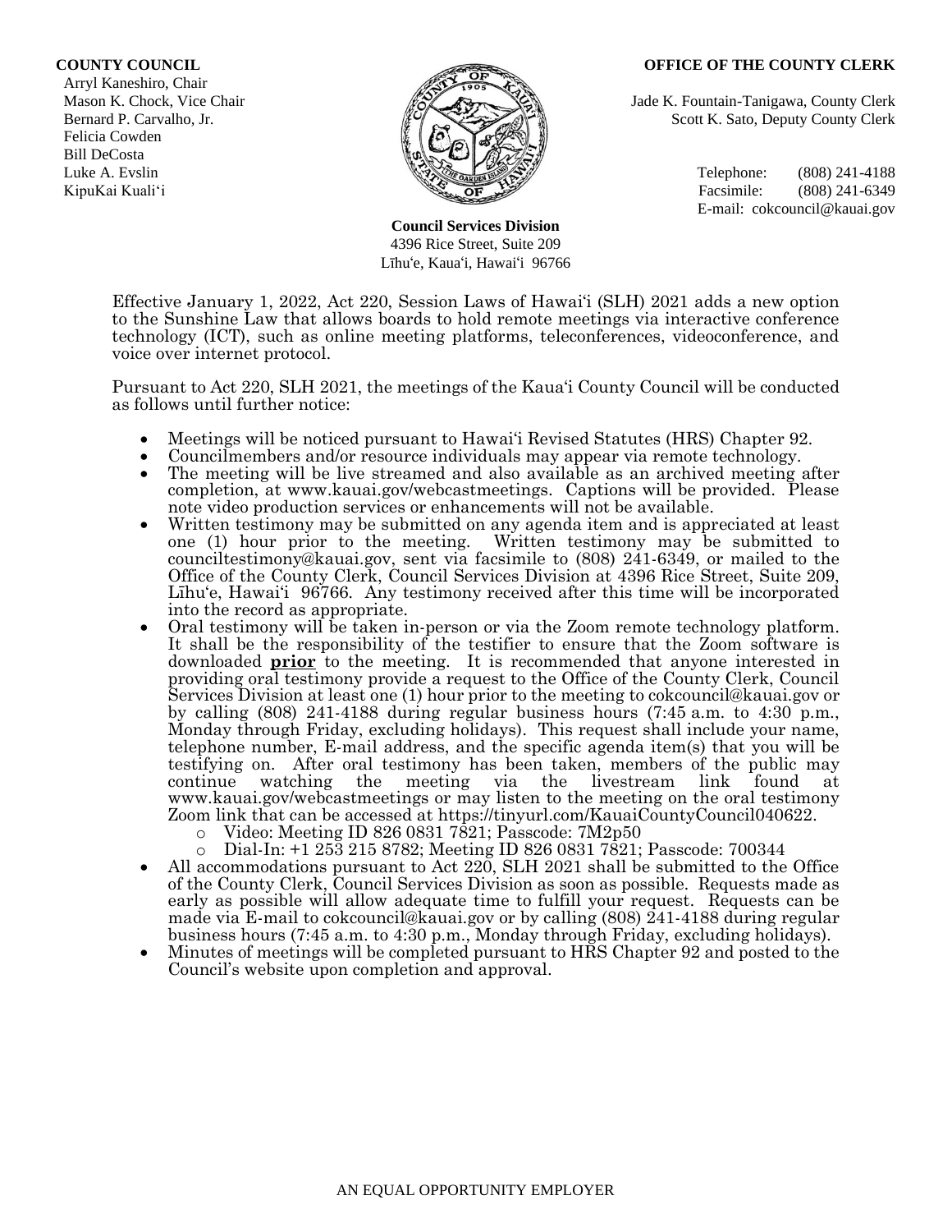**COUNTY COUNCIL**
Arryl Kaneshiro, Chair
Mason K. Chock, Vice Chair
Bernard P. Carvalho, Jr.
Felicia Cowden
Bill DeCosta
Luke A. Evslin
KipuKai Kuali'i

**OFFICE OF THE COUNTY CLERK**
Jade K. Fountain-Tanigawa, County Clerk
Scott K. Sato, Deputy County Clerk

Telephone: (808) 241-4188
Facsimile: (808) 241-6349
E-mail: cokcouncil@kauai.gov

**Council Services Division**
4396 Rice Street, Suite 209
Līhu'e, Kaua'i, Hawai'i 96766

Effective January 1, 2022, Act 220, Session Laws of Hawai'i (SLH) 2021 adds a new option to the Sunshine Law that allows boards to hold remote meetings via interactive conference technology (ICT), such as online meeting platforms, teleconferences, videoconference, and voice over internet protocol.

Pursuant to Act 220, SLH 2021, the meetings of the Kaua'i County Council will be conducted as follows until further notice:

- Meetings will be noticed pursuant to Hawai'i Revised Statutes (HRS) Chapter 92.
- Councilmembers and/or resource individuals may appear via remote technology.
- The meeting will be live streamed and also available as an archived meeting after completion, at www.kauai.gov/webcastmeetings. Captions will be provided. Please note video production services or enhancements will not be available.
- Written testimony may be submitted on any agenda item and is appreciated at least one (1) hour prior to the meeting. Written testimony may be submitted to counciltestimony@kauai.gov, sent via facsimile to (808) 241-6349, or mailed to the Office of the County Clerk, Council Services Division at 4396 Rice Street, Suite 209, Līhu'e, Hawai'i 96766. Any testimony received after this time will be incorporated into the record as appropriate.
- Oral testimony will be taken in-person or via the Zoom remote technology platform. It shall be the responsibility of the testifier to ensure that the Zoom software is downloaded **<u>prior</u>** to the meeting. It is recommended that anyone interested in providing oral testimony provide a request to the Office of the County Clerk, Council Services Division at least one (1) hour prior to the meeting to cokcouncil@kauai.gov or by calling (808) 241-4188 during regular business hours (7:45 a.m. to 4:30 p.m., Monday through Friday, excluding holidays). This request shall include your name, telephone number, E-mail address, and the specific agenda item(s) that you will be testifying on. After oral testimony has been taken, members of the public may continue watching the meeting via the livestream link found at www.kauai.gov/webcastmeetings or may listen to the meeting on the oral testimony Zoom link that can be accessed at https://tinyurl.com/KauaiCountyCouncil040622.
  - Video: Meeting ID 826 0831 7821; Passcode: 7M2p50
  - Dial-In: +1 253 215 8782; Meeting ID 826 0831 7821; Passcode: 700344
- All accommodations pursuant to Act 220, SLH 2021 shall be submitted to the Office of the County Clerk, Council Services Division as soon as possible. Requests made as early as possible will allow adequate time to fulfill your request. Requests can be made via E-mail to cokcouncil@kauai.gov or by calling (808) 241-4188 during regular business hours (7:45 a.m. to 4:30 p.m., Monday through Friday, excluding holidays).
- Minutes of meetings will be completed pursuant to HRS Chapter 92 and posted to the Council's website upon completion and approval.

AN EQUAL OPPORTUNITY EMPLOYER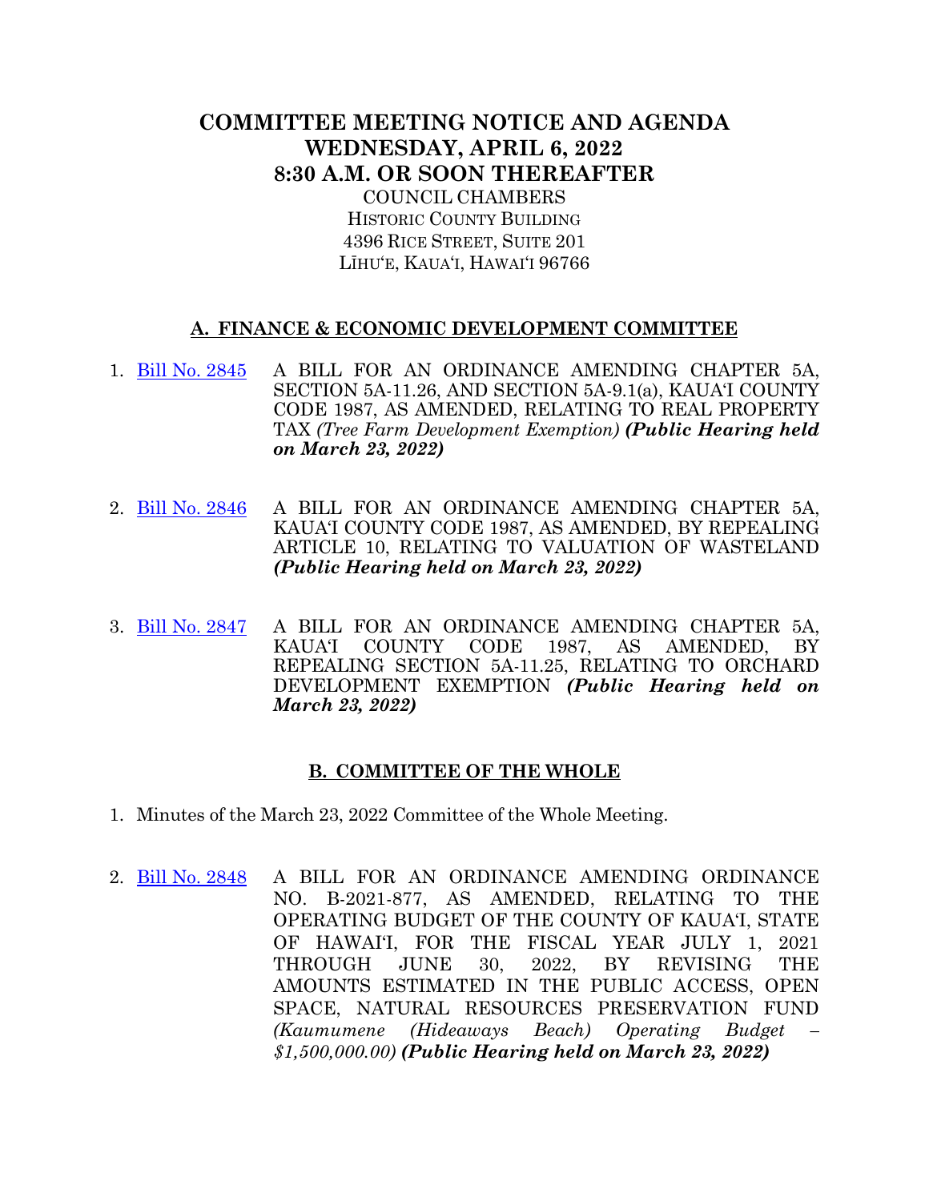# COMMITTEE MEETING NOTICE AND AGENDA
# WEDNESDAY, APRIL 6, 2022
# 8:30 A.M. OR SOON THEREAFTER

COUNCIL CHAMBERS
HISTORIC COUNTY BUILDING
4396 RICE STREET, SUITE 201
LĪHUʻE, KAUAʻI, HAWAIʻI 96766

## A. FINANCE & ECONOMIC DEVELOPMENT COMMITTEE

1. Bill No. 2845 A BILL FOR AN ORDINANCE AMENDING CHAPTER 5A, SECTION 5A-11.26, AND SECTION 5A-9.1(a), KAUAʻI COUNTY CODE 1987, AS AMENDED, RELATING TO REAL PROPERTY TAX *(Tree Farm Development Exemption)* ***(Public Hearing held on March 23, 2022)***

2. Bill No. 2846 A BILL FOR AN ORDINANCE AMENDING CHAPTER 5A, KAUAʻI COUNTY CODE 1987, AS AMENDED, BY REPEALING ARTICLE 10, RELATING TO VALUATION OF WASTELAND ***(Public Hearing held on March 23, 2022)***

3. Bill No. 2847 A BILL FOR AN ORDINANCE AMENDING CHAPTER 5A, KAUAʻI COUNTY CODE 1987, AS AMENDED, BY REPEALING SECTION 5A-11.25, RELATING TO ORCHARD DEVELOPMENT EXEMPTION ***(Public Hearing held on March 23, 2022)***

## B. COMMITTEE OF THE WHOLE

1. Minutes of the March 23, 2022 Committee of the Whole Meeting.

2. Bill No. 2848 A BILL FOR AN ORDINANCE AMENDING ORDINANCE NO. B-2021-877, AS AMENDED, RELATING TO THE OPERATING BUDGET OF THE COUNTY OF KAUAʻI, STATE OF HAWAIʻI, FOR THE FISCAL YEAR JULY 1, 2021 THROUGH JUNE 30, 2022, BY REVISING THE AMOUNTS ESTIMATED IN THE PUBLIC ACCESS, OPEN SPACE, NATURAL RESOURCES PRESERVATION FUND *(Kaumumene (Hideaways Beach) Operating Budget – $1,500,000.00)* ***(Public Hearing held on March 23, 2022)***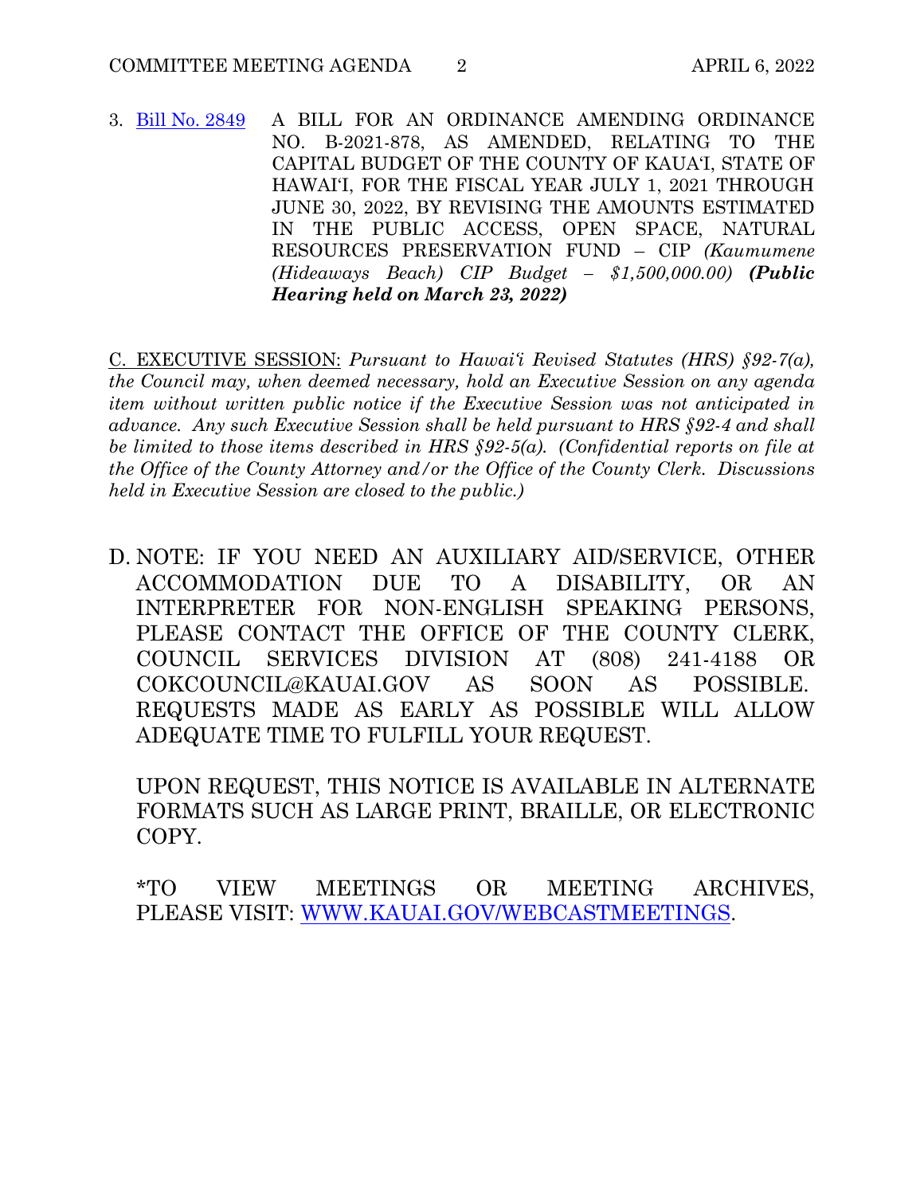3. [Bill No. 2849] A BILL FOR AN ORDINANCE AMENDING ORDINANCE NO. B-2021-878, AS AMENDED, RELATING TO THE CAPITAL BUDGET OF THE COUNTY OF KAUAʻI, STATE OF HAWAIʻI, FOR THE FISCAL YEAR JULY 1, 2021 THROUGH JUNE 30, 2022, BY REVISING THE AMOUNTS ESTIMATED IN THE PUBLIC ACCESS, OPEN SPACE, NATURAL RESOURCES PRESERVATION FUND – CIP *(Kaumumene (Hideaways Beach) CIP Budget – $1,500,000.00)* ***(Public Hearing held on March 23, 2022)***

C. EXECUTIVE SESSION: *Pursuant to Hawaiʻi Revised Statutes (HRS) §92-7(a), the Council may, when deemed necessary, hold an Executive Session on any agenda item without written public notice if the Executive Session was not anticipated in advance. Any such Executive Session shall be held pursuant to HRS §92-4 and shall be limited to those items described in HRS §92-5(a). (Confidential reports on file at the Office of the County Attorney and/or the Office of the County Clerk. Discussions held in Executive Session are closed to the public.)*

D. NOTE: IF YOU NEED AN AUXILIARY AID/SERVICE, OTHER ACCOMMODATION DUE TO A DISABILITY, OR AN INTERPRETER FOR NON-ENGLISH SPEAKING PERSONS, PLEASE CONTACT THE OFFICE OF THE COUNTY CLERK, COUNCIL SERVICES DIVISION AT (808) 241-4188 OR COKCOUNCIL@KAUAI.GOV AS SOON AS POSSIBLE. REQUESTS MADE AS EARLY AS POSSIBLE WILL ALLOW ADEQUATE TIME TO FULFILL YOUR REQUEST.

UPON REQUEST, THIS NOTICE IS AVAILABLE IN ALTERNATE FORMATS SUCH AS LARGE PRINT, BRAILLE, OR ELECTRONIC COPY.

*TO VIEW MEETINGS OR MEETING ARCHIVES, PLEASE VISIT: WWW.KAUAI.GOV/WEBCASTMEETINGS.